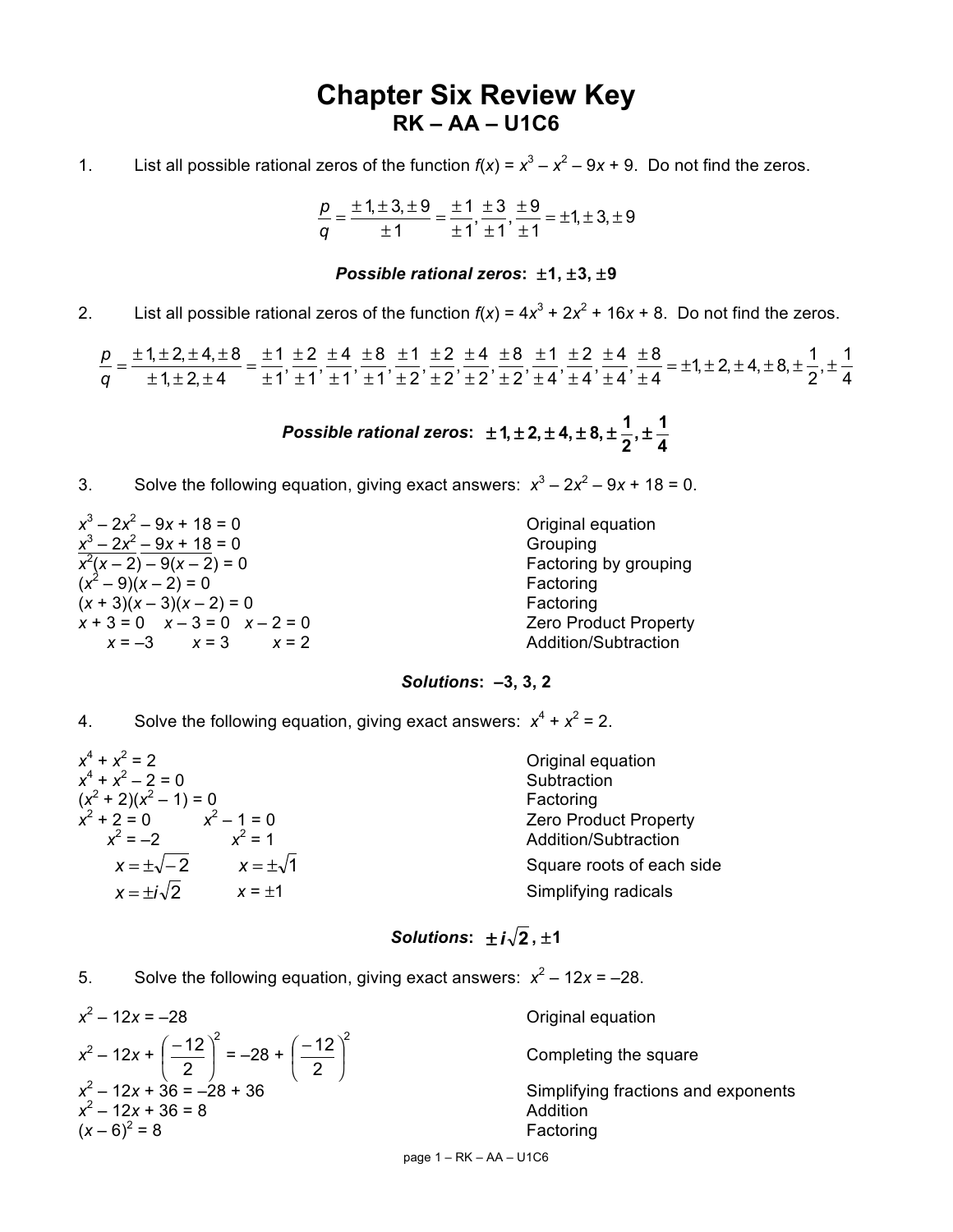# Chapter Six Review Key

## RK – AA – U1C6

1. List all possible rational zeros of the function $f(x) = x^3 - x^2 - 9x + 9$. Do not find the zeros.

$$\frac{p}{q} = \frac{\pm 1, \pm 3, \pm 9}{\pm 1} = \frac{\pm 1}{\pm 1}, \frac{\pm 3}{\pm 1}, \frac{\pm 9}{\pm 1} = \pm 1, \pm 3, \pm 9$$

***Possible rational zeros*: ±1, ±3, ±9**

2. List all possible rational zeros of the function $f(x) = 4x^3 + 2x^2 + 16x + 8$. Do not find the zeros.

$$\frac{p}{q} = \frac{\pm 1, \pm 2, \pm 4, \pm 8}{\pm 1, \pm 2, \pm 4} = \frac{\pm 1}{\pm 1}, \frac{\pm 2}{\pm 1}, \frac{\pm 4}{\pm 1}, \frac{\pm 8}{\pm 1}, \frac{\pm 1}{\pm 2}, \frac{\pm 2}{\pm 2}, \frac{\pm 4}{\pm 2}, \frac{\pm 8}{\pm 2}, \frac{\pm 1}{\pm 4}, \frac{\pm 2}{\pm 4}, \frac{\pm 4}{\pm 4}, \frac{\pm 8}{\pm 4} = \pm 1, \pm 2, \pm 4, \pm 8, \pm \frac{1}{2}, \pm \frac{1}{4}$$

***Possible rational zeros*:** $\pm 1, \pm 2, \pm 4, \pm 8, \pm \frac{1}{2}, \pm \frac{1}{4}$

3. Solve the following equation, giving exact answers: $x^3 - 2x^2 - 9x + 18 = 0$.

| | |
|---|---|
| $x^3 - 2x^2 - 9x + 18 = 0$ | Original equation |
| $\underline{x^3 - 2x^2} \underline{- 9x + 18} = 0$ | Grouping |
| $x^2(x - 2) - 9(x - 2) = 0$ | Factoring by grouping |
| $(x^2 - 9)(x - 2) = 0$ | Factoring |
| $(x + 3)(x - 3)(x - 2) = 0$ | Factoring |
| $x + 3 = 0 \quad x - 3 = 0 \quad x - 2 = 0$ | Zero Product Property |
| $x = -3 \quad x = 3 \quad x = 2$ | Addition/Subtraction |

***Solutions*: –3, 3, 2**

4. Solve the following equation, giving exact answers: $x^4 + x^2 = 2$.

| | |
|---|---|
| $x^4 + x^2 = 2$ | Original equation |
| $x^4 + x^2 - 2 = 0$ | Subtraction |
| $(x^2 + 2)(x^2 - 1) = 0$ | Factoring |
| $x^2 + 2 = 0 \quad x^2 - 1 = 0$ | Zero Product Property |
| $x^2 = -2 \quad x^2 = 1$ | Addition/Subtraction |
| $x = \pm\sqrt{-2} \quad x = \pm\sqrt{1}$ | Square roots of each side |
| $x = \pm i\sqrt{2} \quad x = \pm 1$ | Simplifying radicals |

***Solutions*:** $\pm i\sqrt{2}$**, ±1**

5. Solve the following equation, giving exact answers: $x^2 - 12x = -28$.

| | |
|---|---|
| $x^2 - 12x = -28$ | Original equation |
| $x^2 - 12x + \left(\frac{-12}{2}\right)^2 = -28 + \left(\frac{-12}{2}\right)^2$ | Completing the square |
| $x^2 - 12x + 36 = -28 + 36$ | Simplifying fractions and exponents |
| $x^2 - 12x + 36 = 8$ | Addition |
| $(x - 6)^2 = 8$ | Factoring |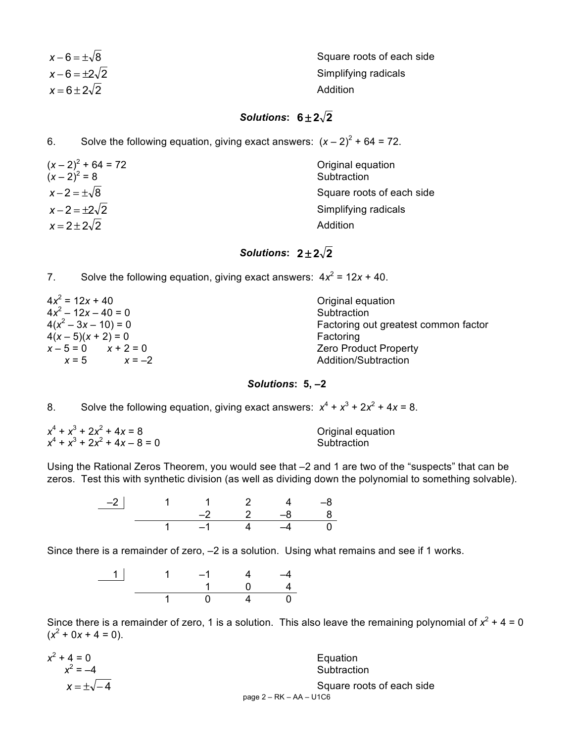| | |
|---|---|
| $x-6=\pm\sqrt{8}$ | Square roots of each side |
| $x-6=\pm 2\sqrt{2}$ | Simplifying radicals |
| $x=6\pm 2\sqrt{2}$ | Addition |

***Solutions*: $6\pm 2\sqrt{2}$**

6. Solve the following equation, giving exact answers: $(x-2)^2 + 64 = 72$.

| | |
|---|---|
| $(x-2)^2 + 64 = 72$ | Original equation |
| $(x-2)^2 = 8$ | Subtraction |
| $x-2=\pm\sqrt{8}$ | Square roots of each side |
| $x-2=\pm 2\sqrt{2}$ | Simplifying radicals |
| $x=2\pm 2\sqrt{2}$ | Addition |

***Solutions*: $2\pm 2\sqrt{2}$**

7. Solve the following equation, giving exact answers: $4x^2 = 12x + 40$.

| | |
|---|---|
| $4x^2 = 12x + 40$ | Original equation |
| $4x^2 - 12x - 40 = 0$ | Subtraction |
| $4(x^2 - 3x - 10) = 0$ | Factoring out greatest common factor |
| $4(x-5)(x+2) = 0$ | Factoring |
| $x-5=0 \quad x+2=0$ | Zero Product Property |
| $x=5 \quad x=-2$ | Addition/Subtraction |

***Solutions*: 5, –2**

8. Solve the following equation, giving exact answers: $x^4 + x^3 + 2x^2 + 4x = 8$.

| | |
|---|---|
| $x^4 + x^3 + 2x^2 + 4x = 8$ | Original equation |
| $x^4 + x^3 + 2x^2 + 4x - 8 = 0$ | Subtraction |

Using the Rational Zeros Theorem, you would see that –2 and 1 are two of the "suspects" that can be zeros. Test this with synthetic division (as well as dividing down the polynomial to something solvable).

| –2 | 1 | 1 | 2 | 4 | –8 |
|---|---|---|---|---|---|
| | | –2 | 2 | –8 | 8 |
| | 1 | –1 | 4 | –4 | 0 |

Since there is a remainder of zero, –2 is a solution. Using what remains and see if 1 works.

| 1 | 1 | –1 | 4 | –4 |
|---|---|---|---|---|
| | | 1 | 0 | 4 |
| | 1 | 0 | 4 | 0 |

Since there is a remainder of zero, 1 is a solution. This also leave the remaining polynomial of $x^2 + 4 = 0$ ($x^2 + 0x + 4 = 0$).

| | |
|---|---|
| $x^2 + 4 = 0$ | Equation |
| $x^2 = -4$ | Subtraction |
| $x=\pm\sqrt{-4}$ | Square roots of each side |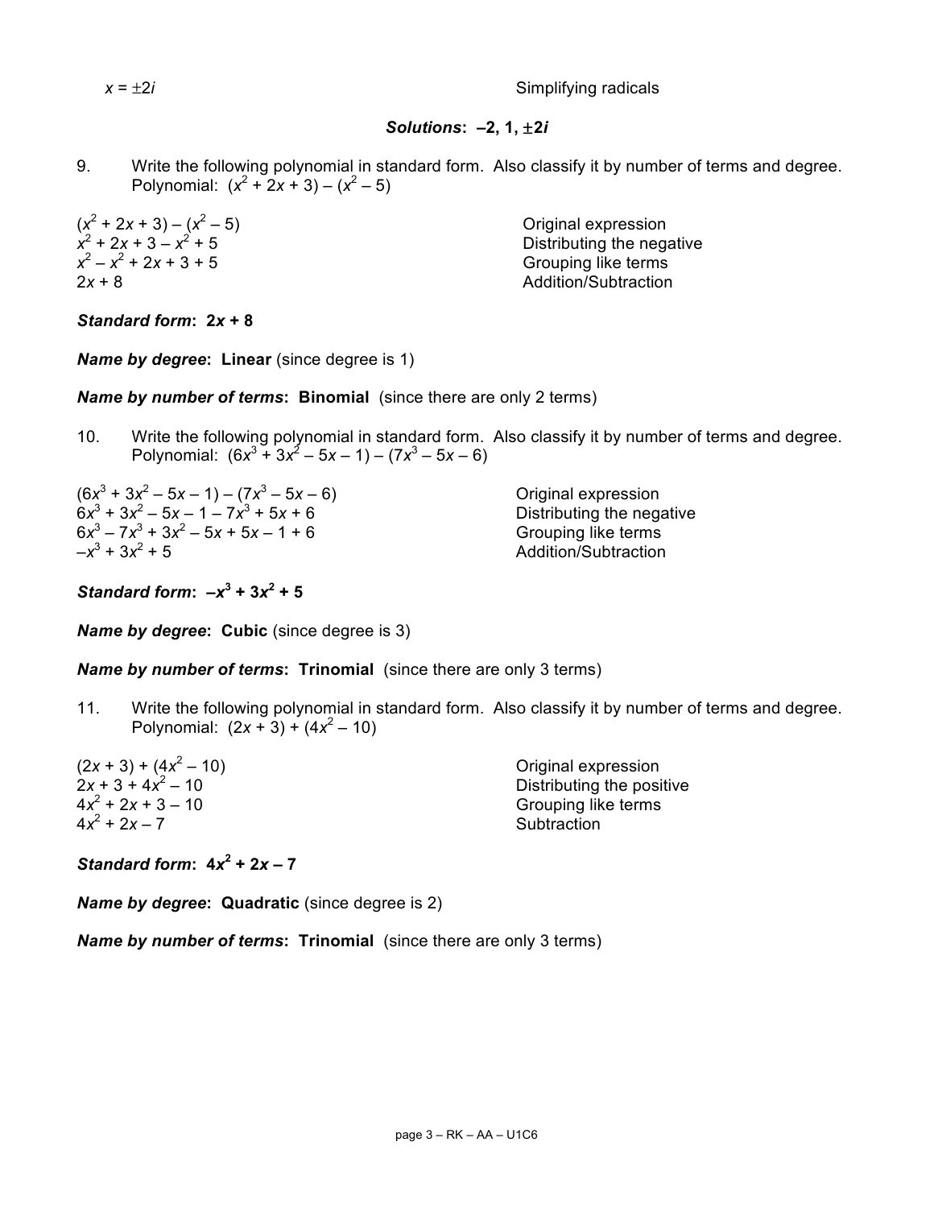$x = \pm 2i$ Simplifying radicals

***Solutions*: –2, 1, ±2*i***

9. Write the following polynomial in standard form. Also classify it by number of terms and degree. Polynomial: $(x^2 + 2x + 3) - (x^2 - 5)$

| | |
|---|---|
| $(x^2 + 2x + 3) - (x^2 - 5)$ | Original expression |
| $x^2 + 2x + 3 - x^2 + 5$ | Distributing the negative |
| $x^2 - x^2 + 2x + 3 + 5$ | Grouping like terms |
| $2x + 8$ | Addition/Subtraction |

***Standard form*: $\mathbf{2x + 8}$**

***Name by degree*: Linear** (since degree is 1)

***Name by number of terms*: Binomial** (since there are only 2 terms)

10. Write the following polynomial in standard form. Also classify it by number of terms and degree. Polynomial: $(6x^3 + 3x^2 - 5x - 1) - (7x^3 - 5x - 6)$

| | |
|---|---|
| $(6x^3 + 3x^2 - 5x - 1) - (7x^3 - 5x - 6)$ | Original expression |
| $6x^3 + 3x^2 - 5x - 1 - 7x^3 + 5x + 6$ | Distributing the negative |
| $6x^3 - 7x^3 + 3x^2 - 5x + 5x - 1 + 6$ | Grouping like terms |
| $-x^3 + 3x^2 + 5$ | Addition/Subtraction |

***Standard form*: $\mathbf{-x^3 + 3x^2 + 5}$**

***Name by degree*: Cubic** (since degree is 3)

***Name by number of terms*: Trinomial** (since there are only 3 terms)

11. Write the following polynomial in standard form. Also classify it by number of terms and degree. Polynomial: $(2x + 3) + (4x^2 - 10)$

| | |
|---|---|
| $(2x + 3) + (4x^2 - 10)$ | Original expression |
| $2x + 3 + 4x^2 - 10$ | Distributing the positive |
| $4x^2 + 2x + 3 - 10$ | Grouping like terms |
| $4x^2 + 2x - 7$ | Subtraction |

***Standard form*: $\mathbf{4x^2 + 2x - 7}$**

***Name by degree*: Quadratic** (since degree is 2)

***Name by number of terms*: Trinomial** (since there are only 3 terms)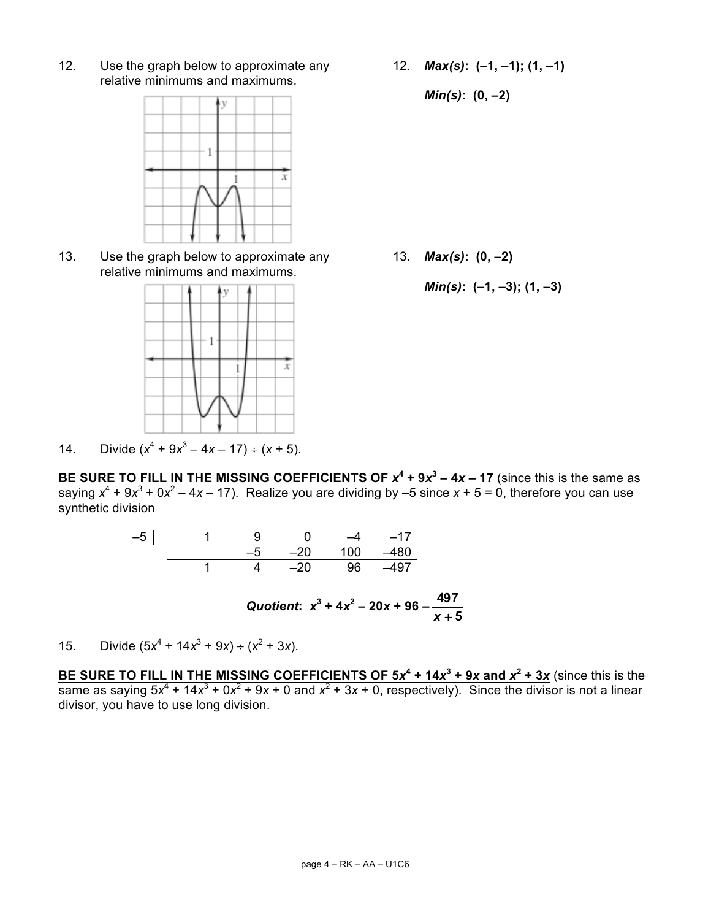12. Use the graph below to approximate any relative minimums and maximums.

12. ***Max(s)*: (–1, –1); (1, –1)**

***Min(s)*: (0, –2)**

13. Use the graph below to approximate any relative minimums and maximums.

13. ***Max(s)*: (0, –2)**

***Min(s)*: (–1, –3); (1, –3)**

14. Divide $(x^4 + 9x^3 - 4x - 17) \div (x + 5)$.

**BE SURE TO FILL IN THE MISSING COEFFICIENTS OF $x^4 + 9x^3 - 4x - 17$** (since this is the same as saying $x^4 + 9x^3 + 0x^2 - 4x - 17$). Realize you are dividing by –5 since $x + 5 = 0$, therefore you can use synthetic division

| –5 | 1 | 9 | 0 | –4 | –17 |
|---|---|---|---|---|---|
| | | –5 | –20 | 100 | –480 |
| | 1 | 4 | –20 | 96 | –497 |

$$\textbf{\textit{Quotient}}\textbf{: } x^3 + 4x^2 - 20x + 96 - \frac{497}{x+5}$$

15. Divide $(5x^4 + 14x^3 + 9x) \div (x^2 + 3x)$.

**BE SURE TO FILL IN THE MISSING COEFFICIENTS OF $5x^4 + 14x^3 + 9x$ and $x^2 + 3x$** (since this is the same as saying $5x^4 + 14x^3 + 0x^2 + 9x + 0$ and $x^2 + 3x + 0$, respectively). Since the divisor is not a linear divisor, you have to use long division.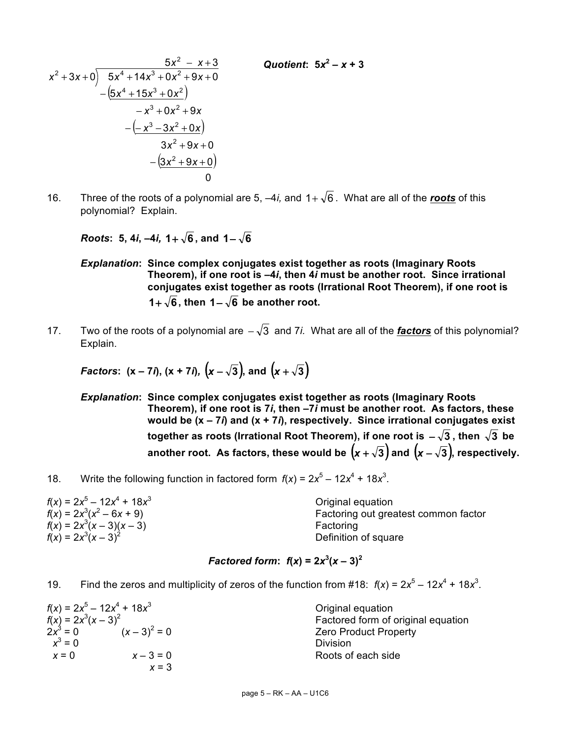$$
\begin{array}{r}
5x^2 - x + 3 \\
x^2+3x+0 \overline{\smash{\big)}\; 5x^4 + 14x^3 + 0x^2 + 9x + 0} \\
-\underline{\left(5x^4 + 15x^3 + 0x^2\right)} \\
-x^3 + 0x^2 + 9x \\
-\underline{\left(-x^3 - 3x^2 + 0x\right)} \\
3x^2 + 9x + 0 \\
-\underline{\left(3x^2 + 9x + 0\right)} \\
0
\end{array}
$$

***Quotient*: $5x^2 - x + 3$**

16. Three of the roots of a polynomial are 5, $-4i$, and $1+\sqrt{6}$. What are all of the ***roots*** of this polynomial? Explain.

    ***Roots*: 5, 4*i*, –4*i*, $1+\sqrt{6}$, and $1-\sqrt{6}$**

    ***Explanation*: Since complex conjugates exist together as roots (Imaginary Roots Theorem), if one root is –4*i*, then 4*i* must be another root. Since irrational conjugates exist together as roots (Irrational Root Theorem), if one root is $1+\sqrt{6}$, then $1-\sqrt{6}$ be another root.**

17. Two of the roots of a polynomial are $-\sqrt{3}$ and 7*i*. What are all of the ***factors*** of this polynomial? Explain.

    ***Factors*: $(x - 7i)$, $(x + 7i)$, $\left(x-\sqrt{3}\right)$, and $\left(x+\sqrt{3}\right)$**

    ***Explanation*: Since complex conjugates exist together as roots (Imaginary Roots Theorem), if one root is 7*i*, then –7*i* must be another root. As factors, these would be $(x - 7i)$ and $(x + 7i)$, respectively. Since irrational conjugates exist together as roots (Irrational Root Theorem), if one root is $-\sqrt{3}$, then $\sqrt{3}$ be another root. As factors, these would be $\left(x+\sqrt{3}\right)$ and $\left(x-\sqrt{3}\right)$, respectively.**

18. Write the following function in factored form $f(x) = 2x^5 - 12x^4 + 18x^3$.

| | |
|---|---|
| $f(x) = 2x^5 - 12x^4 + 18x^3$ | Original equation |
| $f(x) = 2x^3(x^2 - 6x + 9)$ | Factoring out greatest common factor |
| $f(x) = 2x^3(x - 3)(x - 3)$ | Factoring |
| $f(x) = 2x^3(x - 3)^2$ | Definition of square |

***Factored form*: $f(x) = 2x^3(x - 3)^2$**

19. Find the zeros and multiplicity of zeros of the function from #18: $f(x) = 2x^5 - 12x^4 + 18x^3$.

| | | |
|---|---|---|
| $f(x) = 2x^5 - 12x^4 + 18x^3$ | | Original equation |
| $f(x) = 2x^3(x - 3)^2$ | | Factored form of original equation |
| $2x^3 = 0$ | $(x - 3)^2 = 0$ | Zero Product Property |
| $x^3 = 0$ | | Division |
| $x = 0$ | $x - 3 = 0$ | Roots of each side |
| | $x = 3$ | |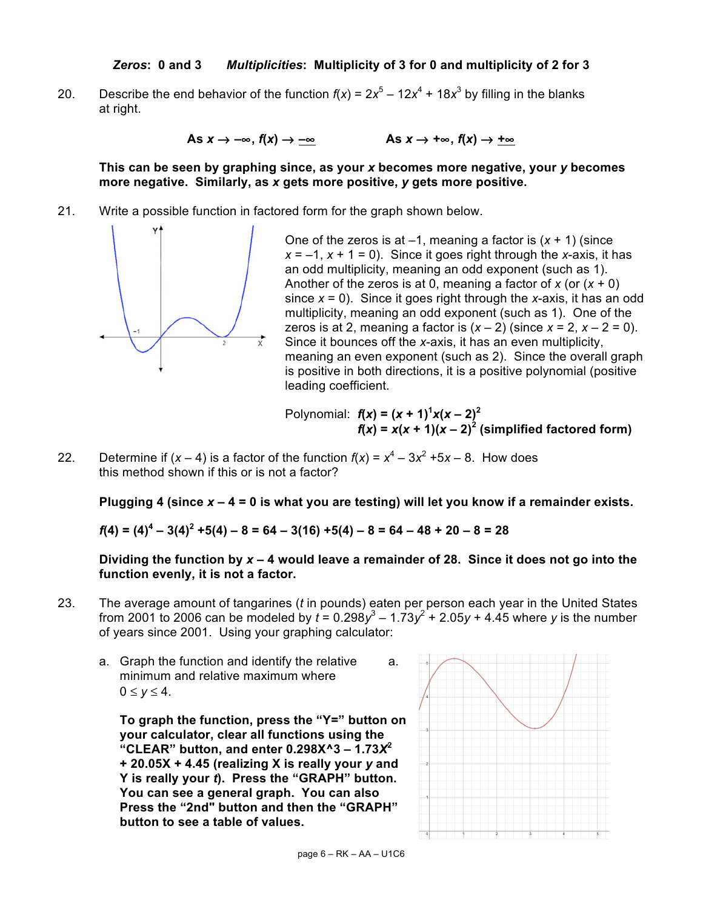***Zeros*: 0 and 3 &nbsp;&nbsp;&nbsp;&nbsp; *Multiplicities*: Multiplicity of 3 for 0 and multiplicity of 2 for 3**

20. Describe the end behavior of the function $f(x) = 2x^5 - 12x^4 + 18x^3$ by filling in the blanks at right.

**As $x \to -\infty$, $f(x) \to$ $\underline{-\infty}$ &nbsp;&nbsp;&nbsp;&nbsp;&nbsp;&nbsp;&nbsp;&nbsp; As $x \to +\infty$, $f(x) \to$ $\underline{+\infty}$**

**This can be seen by graphing since, as your $x$ becomes more negative, your $y$ becomes more negative. Similarly, as $x$ gets more positive, $y$ gets more positive.**

21. Write a possible function in factored form for the graph shown below.

One of the zeros is at –1, meaning a factor is $(x + 1)$ (since $x = -1$, $x + 1 = 0$). Since it goes right through the $x$-axis, it has an odd multiplicity, meaning an odd exponent (such as 1). Another of the zeros is at 0, meaning a factor of $x$ (or $(x + 0)$ since $x = 0$). Since it goes right through the $x$-axis, it has an odd multiplicity, meaning an odd exponent (such as 1). One of the zeros is at 2, meaning a factor is $(x - 2)$ (since $x = 2$, $x - 2 = 0$). Since it bounces off the $x$-axis, it has an even multiplicity, meaning an even exponent (such as 2). Since the overall graph is positive in both directions, it is a positive polynomial (positive leading coefficient.

Polynomial: $\mathbf{f(x) = (x + 1)^1 x(x - 2)^2}$

$\mathbf{f(x) = x(x + 1)(x - 2)^2}$ **(simplified factored form)**

22. Determine if $(x - 4)$ is a factor of the function $f(x) = x^4 - 3x^2 + 5x - 8$. How does this method shown if this or is not a factor?

**Plugging 4 (since $x - 4 = 0$ is what you are testing) will let you know if a remainder exists.**

$\mathbf{f(4) = (4)^4 - 3(4)^2 + 5(4) - 8 = 64 - 3(16) + 5(4) - 8 = 64 - 48 + 20 - 8 = 28}$

**Dividing the function by $x - 4$ would leave a remainder of 28. Since it does not go into the function evenly, it is not a factor.**

23. The average amount of tangarines ($t$ in pounds) eaten per person each year in the United States from 2001 to 2006 can be modeled by $t = 0.298y^3 - 1.73y^2 + 2.05y + 4.45$ where $y$ is the number of years since 2001. Using your graphing calculator:

a. Graph the function and identify the relative minimum and relative maximum where $0 \leq y \leq 4$.

a.

**To graph the function, press the "Y=" button on your calculator, clear all functions using the "CLEAR" button, and enter 0.298X^3 – 1.73X² + 20.05X + 4.45 (realizing X is really your $y$ and Y is really your $t$). Press the "GRAPH" button. You can see a general graph. You can also Press the "2nd" button and then the "GRAPH" button to see a table of values.**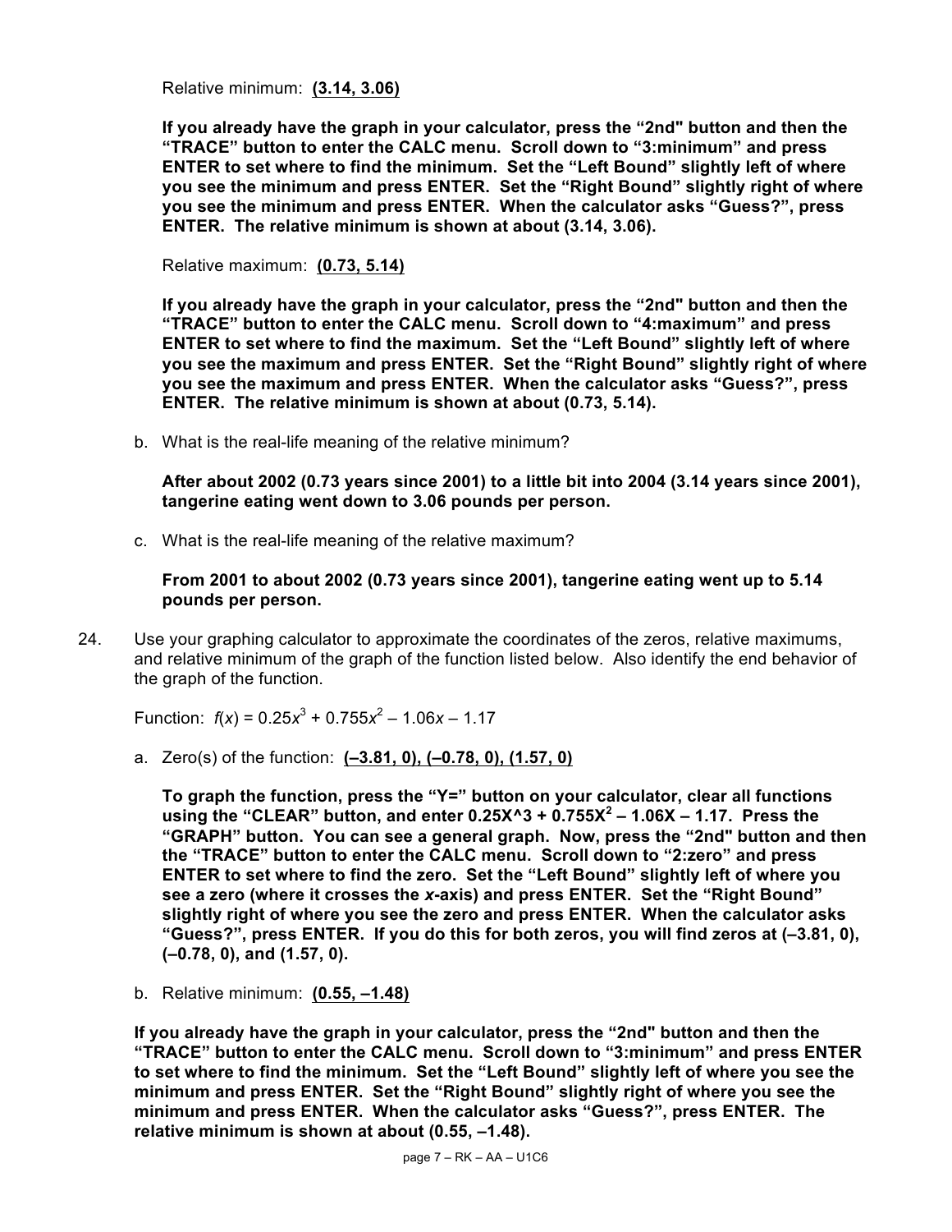Relative minimum: **<u>(3.14, 3.06)</u>**

**If you already have the graph in your calculator, press the "2nd" button and then the "TRACE" button to enter the CALC menu. Scroll down to "3:minimum" and press ENTER to set where to find the minimum. Set the "Left Bound" slightly left of where you see the minimum and press ENTER. Set the "Right Bound" slightly right of where you see the minimum and press ENTER. When the calculator asks "Guess?", press ENTER. The relative minimum is shown at about (3.14, 3.06).**

Relative maximum: **<u>(0.73, 5.14)</u>**

**If you already have the graph in your calculator, press the "2nd" button and then the "TRACE" button to enter the CALC menu. Scroll down to "4:maximum" and press ENTER to set where to find the maximum. Set the "Left Bound" slightly left of where you see the maximum and press ENTER. Set the "Right Bound" slightly right of where you see the maximum and press ENTER. When the calculator asks "Guess?", press ENTER. The relative minimum is shown at about (0.73, 5.14).**

b. What is the real-life meaning of the relative minimum?

**After about 2002 (0.73 years since 2001) to a little bit into 2004 (3.14 years since 2001), tangerine eating went down to 3.06 pounds per person.**

c. What is the real-life meaning of the relative maximum?

**From 2001 to about 2002 (0.73 years since 2001), tangerine eating went up to 5.14 pounds per person.**

24. Use your graphing calculator to approximate the coordinates of the zeros, relative maximums, and relative minimum of the graph of the function listed below. Also identify the end behavior of the graph of the function.

Function: $f(x) = 0.25x^3 + 0.755x^2 - 1.06x - 1.17$

a. Zero(s) of the function: **<u>(–3.81, 0), (–0.78, 0), (1.57, 0)</u>**

**To graph the function, press the "Y=" button on your calculator, clear all functions using the "CLEAR" button, and enter 0.25X^3 + 0.755X$^2$ – 1.06X – 1.17. Press the "GRAPH" button. You can see a general graph. Now, press the "2nd" button and then the "TRACE" button to enter the CALC menu. Scroll down to "2:zero" and press ENTER to set where to find the zero. Set the "Left Bound" slightly left of where you see a zero (where it crosses the *x*-axis) and press ENTER. Set the "Right Bound" slightly right of where you see the zero and press ENTER. When the calculator asks "Guess?", press ENTER. If you do this for both zeros, you will find zeros at (–3.81, 0), (–0.78, 0), and (1.57, 0).**

b. Relative minimum: **<u>(0.55, –1.48)</u>**

**If you already have the graph in your calculator, press the "2nd" button and then the "TRACE" button to enter the CALC menu. Scroll down to "3:minimum" and press ENTER to set where to find the minimum. Set the "Left Bound" slightly left of where you see the minimum and press ENTER. Set the "Right Bound" slightly right of where you see the minimum and press ENTER. When the calculator asks "Guess?", press ENTER. The relative minimum is shown at about (0.55, –1.48).**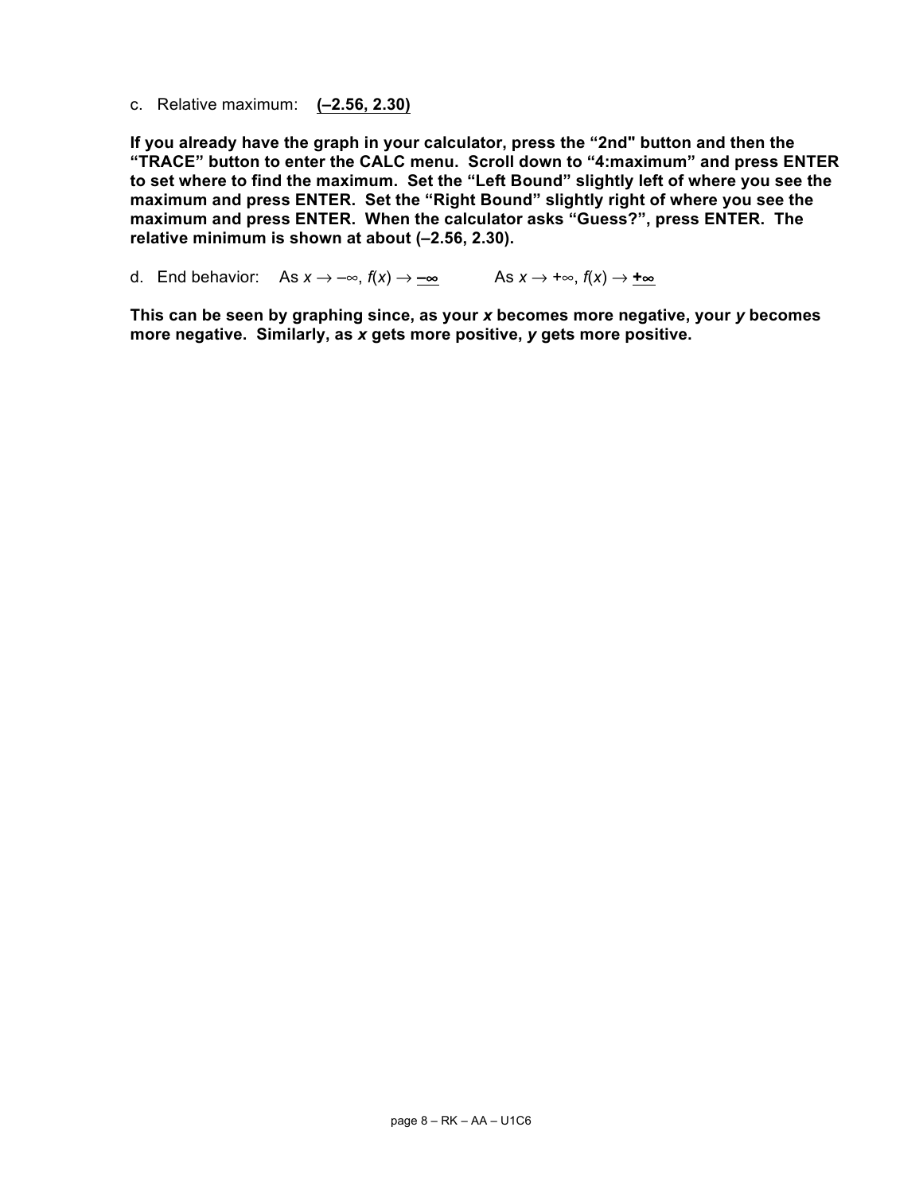c. Relative maximum: **(–2.56, 2.30)**

**If you already have the graph in your calculator, press the “2nd" button and then the “TRACE” button to enter the CALC menu. Scroll down to “4:maximum” and press ENTER to set where to find the maximum. Set the “Left Bound” slightly left of where you see the maximum and press ENTER. Set the “Right Bound” slightly right of where you see the maximum and press ENTER. When the calculator asks “Guess?”, press ENTER. The relative minimum is shown at about (–2.56, 2.30).**

d. End behavior: As $x \to -\infty$, $f(x) \to$ **$-\infty$** As $x \to +\infty$, $f(x) \to$ **$+\infty$**

**This can be seen by graphing since, as your *x* becomes more negative, your *y* becomes more negative. Similarly, as *x* gets more positive, *y* gets more positive.**